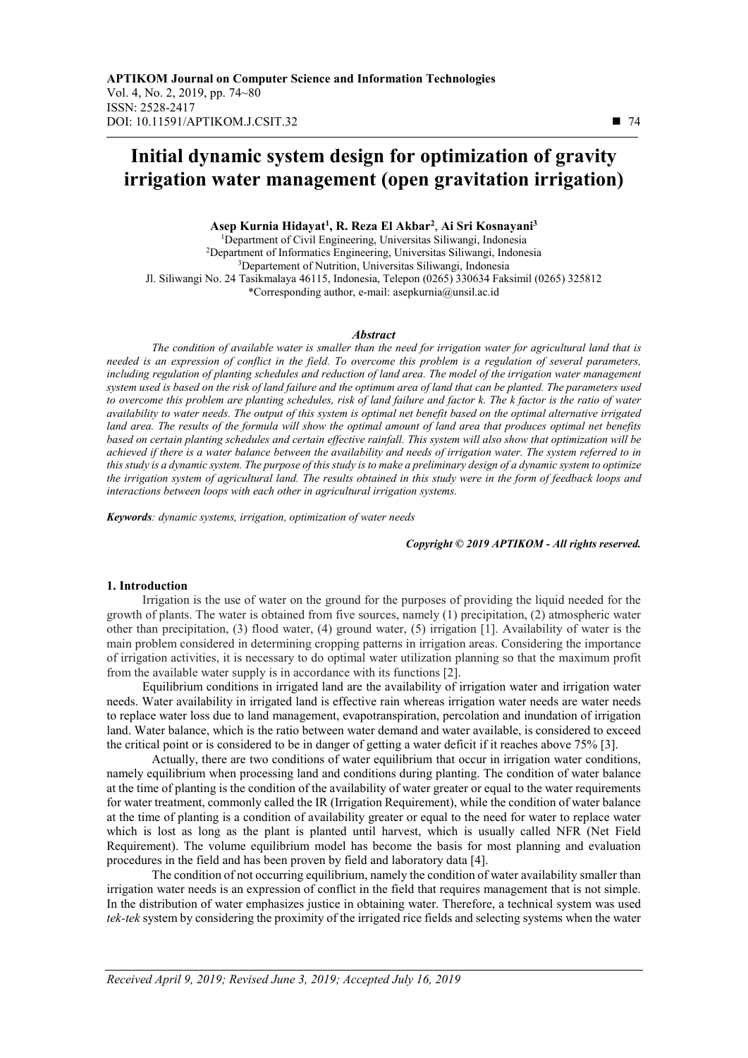# Initial dynamic system design for optimization of gravity irrigation water management (open gravitation irrigation)

**Asep Kurnia Hidayat[1], R. Reza El Akbar[2], Ai Sri Kosnayani[3]**

[1]Department of Civil Engineering, Universitas Siliwangi, Indonesia
[2]Department of Informatics Engineering, Universitas Siliwangi, Indonesia
[3]Departement of Nutrition, Universitas Siliwangi, Indonesia
Jl. Siliwangi No. 24 Tasikmalaya 46115, Indonesia, Telepon (0265) 330634 Faksimil (0265) 325812
*Corresponding author, e-mail: asepkurnia@unsil.ac.id

### *Abstract*

*The condition of available water is smaller than the need for irrigation water for agricultural land that is needed is an expression of conflict in the field. To overcome this problem is a regulation of several parameters, including regulation of planting schedules and reduction of land area. The model of the irrigation water management system used is based on the risk of land failure and the optimum area of land that can be planted. The parameters used to overcome this problem are planting schedules, risk of land failure and factor k. The k factor is the ratio of water availability to water needs. The output of this system is optimal net benefit based on the optimal alternative irrigated land area. The results of the formula will show the optimal amount of land area that produces optimal net benefits based on certain planting schedules and certain effective rainfall. This system will also show that optimization will be achieved if there is a water balance between the availability and needs of irrigation water. The system referred to in this study is a dynamic system. The purpose of this study is to make a preliminary design of a dynamic system to optimize the irrigation system of agricultural land. The results obtained in this study were in the form of feedback loops and interactions between loops with each other in agricultural irrigation systems.*

***Keywords****: dynamic systems, irrigation, optimization of water needs*

***Copyright © 2019 APTIKOM - All rights reserved.***

## 1. Introduction

Irrigation is the use of water on the ground for the purposes of providing the liquid needed for the growth of plants. The water is obtained from five sources, namely (1) precipitation, (2) atmospheric water other than precipitation, (3) flood water, (4) ground water, (5) irrigation [1]. Availability of water is the main problem considered in determining cropping patterns in irrigation areas. Considering the importance of irrigation activities, it is necessary to do optimal water utilization planning so that the maximum profit from the available water supply is in accordance with its functions [2].

Equilibrium conditions in irrigated land are the availability of irrigation water and irrigation water needs. Water availability in irrigated land is effective rain whereas irrigation water needs are water needs to replace water loss due to land management, evapotranspiration, percolation and inundation of irrigation land. Water balance, which is the ratio between water demand and water available, is considered to exceed the critical point or is considered to be in danger of getting a water deficit if it reaches above 75% [3].

Actually, there are two conditions of water equilibrium that occur in irrigation water conditions, namely equilibrium when processing land and conditions during planting. The condition of water balance at the time of planting is the condition of the availability of water greater or equal to the water requirements for water treatment, commonly called the IR (Irrigation Requirement), while the condition of water balance at the time of planting is a condition of availability greater or equal to the need for water to replace water which is lost as long as the plant is planted until harvest, which is usually called NFR (Net Field Requirement). The volume equilibrium model has become the basis for most planning and evaluation procedures in the field and has been proven by field and laboratory data [4].

The condition of not occurring equilibrium, namely the condition of water availability smaller than irrigation water needs is an expression of conflict in the field that requires management that is not simple. In the distribution of water emphasizes justice in obtaining water. Therefore, a technical system was used *tek-tek* system by considering the proximity of the irrigated rice fields and selecting systems when the water

*Received April 9, 2019; Revised June 3, 2019; Accepted July 16, 2019*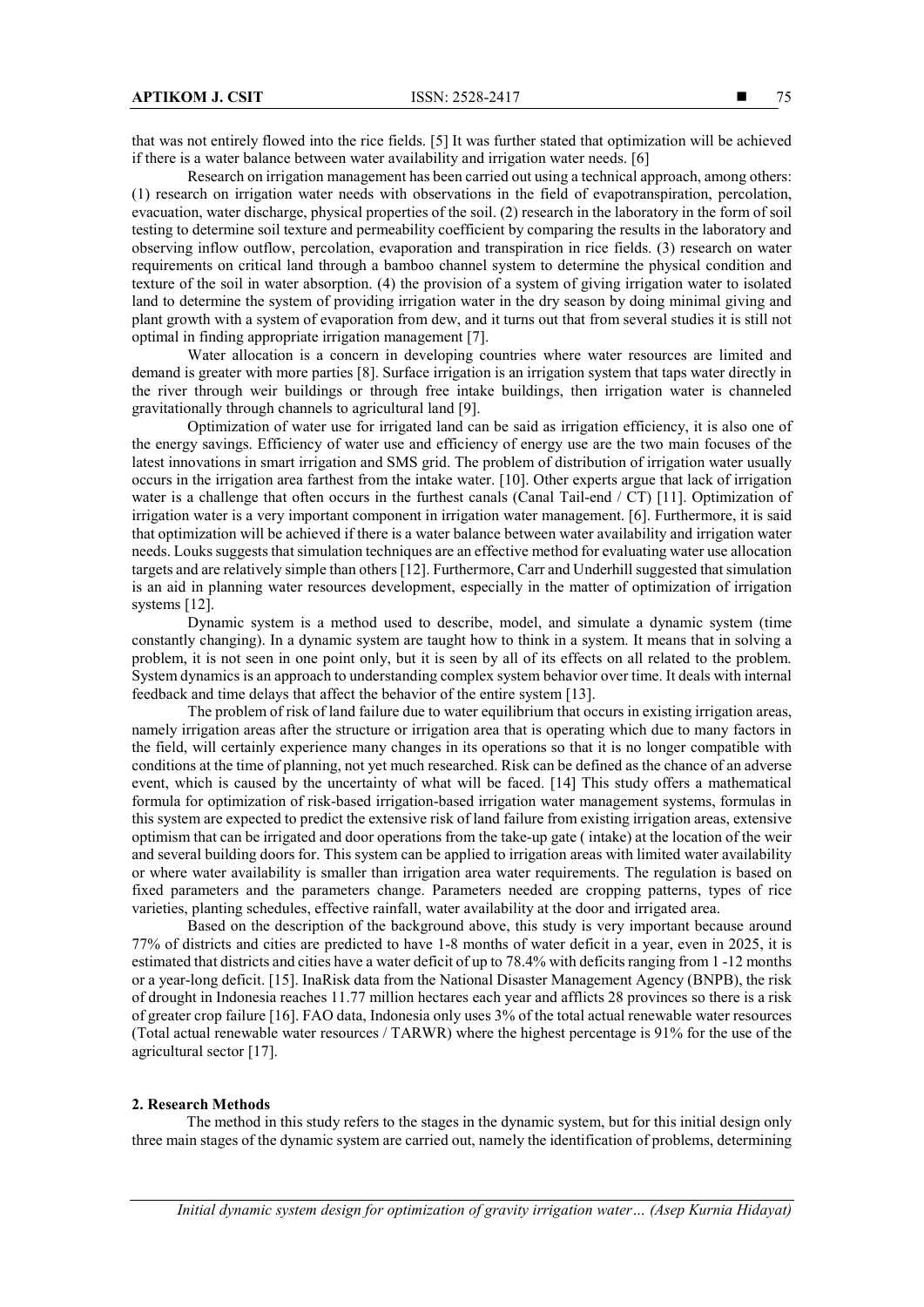that was not entirely flowed into the rice fields. [5] It was further stated that optimization will be achieved if there is a water balance between water availability and irrigation water needs. [6]

Research on irrigation management has been carried out using a technical approach, among others: (1) research on irrigation water needs with observations in the field of evapotranspiration, percolation, evacuation, water discharge, physical properties of the soil. (2) research in the laboratory in the form of soil testing to determine soil texture and permeability coefficient by comparing the results in the laboratory and observing inflow outflow, percolation, evaporation and transpiration in rice fields. (3) research on water requirements on critical land through a bamboo channel system to determine the physical condition and texture of the soil in water absorption. (4) the provision of a system of giving irrigation water to isolated land to determine the system of providing irrigation water in the dry season by doing minimal giving and plant growth with a system of evaporation from dew, and it turns out that from several studies it is still not optimal in finding appropriate irrigation management [7].

Water allocation is a concern in developing countries where water resources are limited and demand is greater with more parties [8]. Surface irrigation is an irrigation system that taps water directly in the river through weir buildings or through free intake buildings, then irrigation water is channeled gravitationally through channels to agricultural land [9].

Optimization of water use for irrigated land can be said as irrigation efficiency, it is also one of the energy savings. Efficiency of water use and efficiency of energy use are the two main focuses of the latest innovations in smart irrigation and SMS grid. The problem of distribution of irrigation water usually occurs in the irrigation area farthest from the intake water. [10]. Other experts argue that lack of irrigation water is a challenge that often occurs in the furthest canals (Canal Tail-end / CT) [11]. Optimization of irrigation water is a very important component in irrigation water management. [6]. Furthermore, it is said that optimization will be achieved if there is a water balance between water availability and irrigation water needs. Louks suggests that simulation techniques are an effective method for evaluating water use allocation targets and are relatively simple than others [12]. Furthermore, Carr and Underhill suggested that simulation is an aid in planning water resources development, especially in the matter of optimization of irrigation systems [12].

Dynamic system is a method used to describe, model, and simulate a dynamic system (time constantly changing). In a dynamic system are taught how to think in a system. It means that in solving a problem, it is not seen in one point only, but it is seen by all of its effects on all related to the problem. System dynamics is an approach to understanding complex system behavior over time. It deals with internal feedback and time delays that affect the behavior of the entire system [13].

The problem of risk of land failure due to water equilibrium that occurs in existing irrigation areas, namely irrigation areas after the structure or irrigation area that is operating which due to many factors in the field, will certainly experience many changes in its operations so that it is no longer compatible with conditions at the time of planning, not yet much researched. Risk can be defined as the chance of an adverse event, which is caused by the uncertainty of what will be faced. [14] This study offers a mathematical formula for optimization of risk-based irrigation-based irrigation water management systems, formulas in this system are expected to predict the extensive risk of land failure from existing irrigation areas, extensive optimism that can be irrigated and door operations from the take-up gate ( intake) at the location of the weir and several building doors for. This system can be applied to irrigation areas with limited water availability or where water availability is smaller than irrigation area water requirements. The regulation is based on fixed parameters and the parameters change. Parameters needed are cropping patterns, types of rice varieties, planting schedules, effective rainfall, water availability at the door and irrigated area.

Based on the description of the background above, this study is very important because around 77% of districts and cities are predicted to have 1-8 months of water deficit in a year, even in 2025, it is estimated that districts and cities have a water deficit of up to 78.4% with deficits ranging from 1 -12 months or a year-long deficit. [15]. InaRisk data from the National Disaster Management Agency (BNPB), the risk of drought in Indonesia reaches 11.77 million hectares each year and afflicts 28 provinces so there is a risk of greater crop failure [16]. FAO data, Indonesia only uses 3% of the total actual renewable water resources (Total actual renewable water resources / TARWR) where the highest percentage is 91% for the use of the agricultural sector [17].

## 2. Research Methods

The method in this study refers to the stages in the dynamic system, but for this initial design only three main stages of the dynamic system are carried out, namely the identification of problems, determining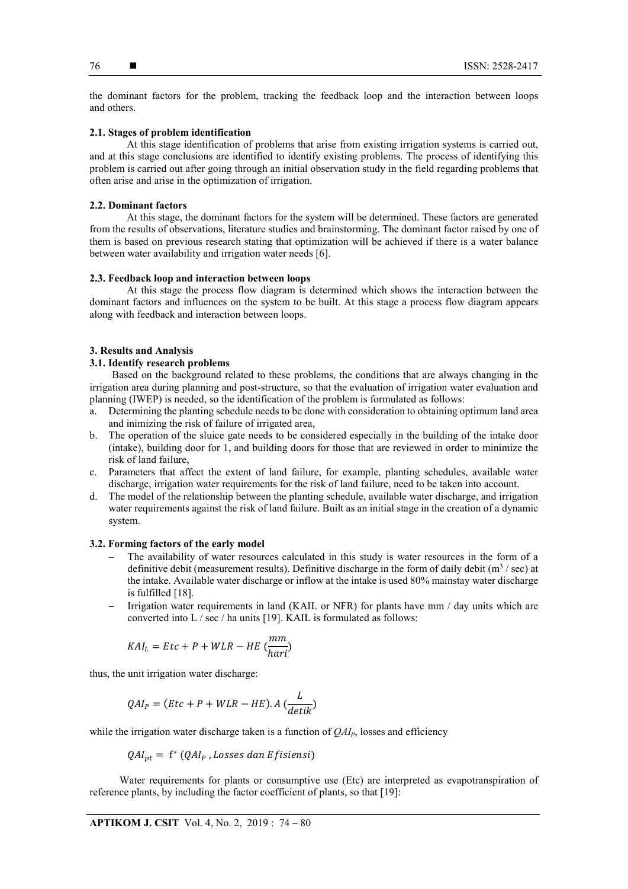the dominant factors for the problem, tracking the feedback loop and the interaction between loops and others.

### 2.1. Stages of problem identification

At this stage identification of problems that arise from existing irrigation systems is carried out, and at this stage conclusions are identified to identify existing problems. The process of identifying this problem is carried out after going through an initial observation study in the field regarding problems that often arise and arise in the optimization of irrigation.

### 2.2. Dominant factors

At this stage, the dominant factors for the system will be determined. These factors are generated from the results of observations, literature studies and brainstorming. The dominant factor raised by one of them is based on previous research stating that optimization will be achieved if there is a water balance between water availability and irrigation water needs [6].

### 2.3. Feedback loop and interaction between loops

At this stage the process flow diagram is determined which shows the interaction between the dominant factors and influences on the system to be built. At this stage a process flow diagram appears along with feedback and interaction between loops.

## 3. Results and Analysis

### 3.1. Identify research problems

Based on the background related to these problems, the conditions that are always changing in the irrigation area during planning and post-structure, so that the evaluation of irrigation water evaluation and planning (IWEP) is needed, so the identification of the problem is formulated as follows:

a. Determining the planting schedule needs to be done with consideration to obtaining optimum land area and inimizing the risk of failure of irrigated area,
b. The operation of the sluice gate needs to be considered especially in the building of the intake door (intake), building door for 1, and building doors for those that are reviewed in order to minimize the risk of land failure,
c. Parameters that affect the extent of land failure, for example, planting schedules, available water discharge, irrigation water requirements for the risk of land failure, need to be taken into account.
d. The model of the relationship between the planting schedule, available water discharge, and irrigation water requirements against the risk of land failure. Built as an initial stage in the creation of a dynamic system.

### 3.2. Forming factors of the early model

- The availability of water resources calculated in this study is water resources in the form of a definitive debit (measurement results). Definitive discharge in the form of daily debit ($m^3$ / sec) at the intake. Available water discharge or inflow at the intake is used 80% mainstay water discharge is fulfilled [18].
- Irrigation water requirements in land (KAIL or NFR) for plants have mm / day units which are converted into L / sec / ha units [19]. KAIL is formulated as follows:

$$KAI_L = Etc + P + WLR - HE\ (\frac{mm}{hari})$$

thus, the unit irrigation water discharge:

$$QAI_P = (Etc + P + WLR - HE).A\ (\frac{L}{detik})$$

while the irrigation water discharge taken is a function of $QAI_p$, losses and efficiency

$$QAI_{pt} = f^*\ (QAI_P\ , Losses\ dan\ Efisiensi)$$

Water requirements for plants or consumptive use (Etc) are interpreted as evapotranspiration of reference plants, by including the factor coefficient of plants, so that [19]: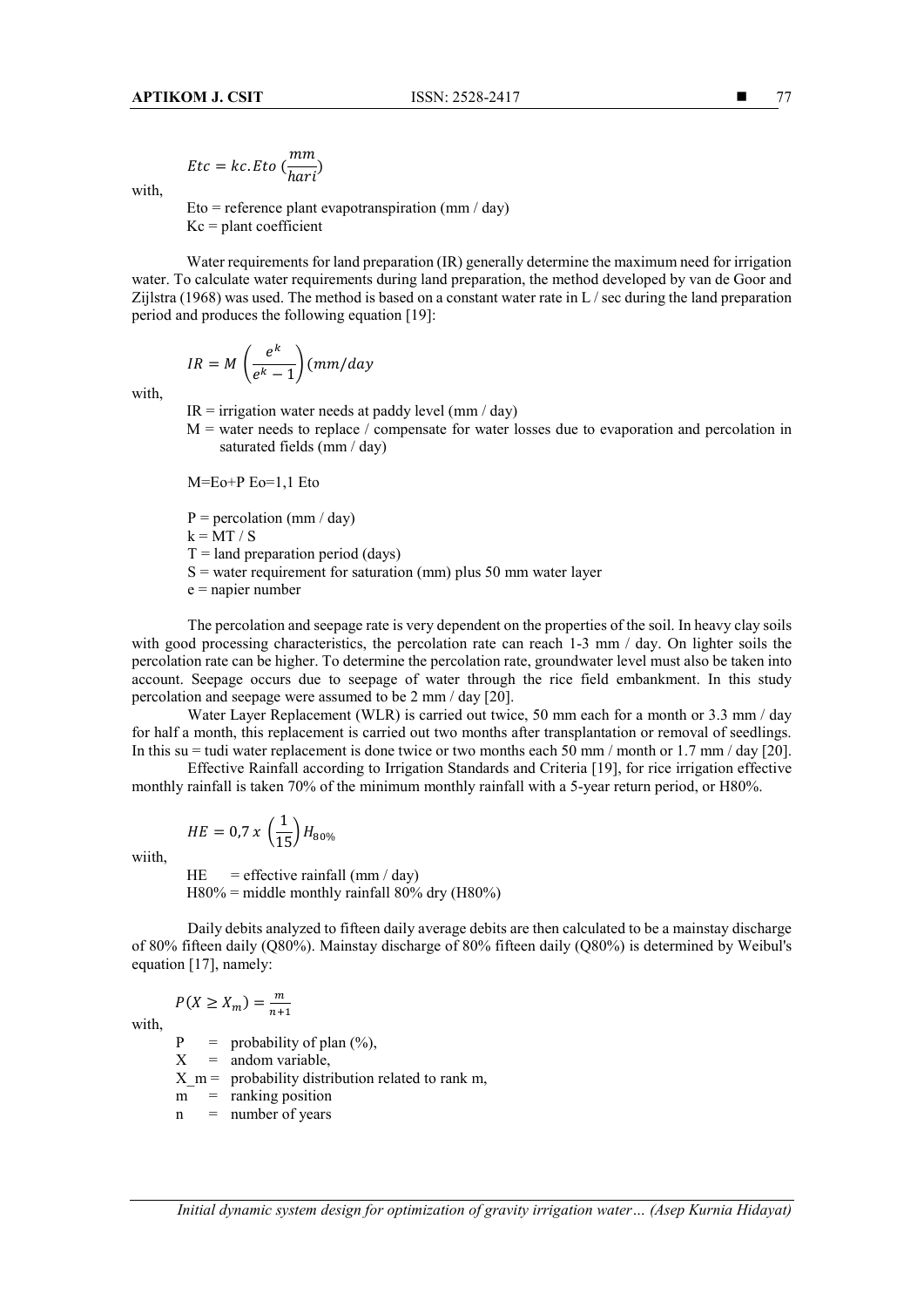$$Etc = kc.Eto\ (\frac{mm}{hari})$$

with,

Eto = reference plant evapotranspiration (mm / day)
Kc = plant coefficient

Water requirements for land preparation (IR) generally determine the maximum need for irrigation water. To calculate water requirements during land preparation, the method developed by van de Goor and Zijlstra (1968) was used. The method is based on a constant water rate in L / sec during the land preparation period and produces the following equation [19]:

$$IR = M\left(\frac{e^k}{e^k - 1}\right)(mm/day$$

with,

IR = irrigation water needs at paddy level (mm / day)
M = water needs to replace / compensate for water losses due to evaporation and percolation in saturated fields (mm / day)

M=Eo+P Eo=1,1 Eto

P = percolation (mm / day)
k = MT / S
T = land preparation period (days)
S = water requirement for saturation (mm) plus 50 mm water layer
e = napier number

The percolation and seepage rate is very dependent on the properties of the soil. In heavy clay soils with good processing characteristics, the percolation rate can reach 1-3 mm / day. On lighter soils the percolation rate can be higher. To determine the percolation rate, groundwater level must also be taken into account. Seepage occurs due to seepage of water through the rice field embankment. In this study percolation and seepage were assumed to be 2 mm / day [20].

Water Layer Replacement (WLR) is carried out twice, 50 mm each for a month or 3.3 mm / day for half a month, this replacement is carried out two months after transplantation or removal of seedlings. In this su = tudi water replacement is done twice or two months each 50 mm / month or 1.7 mm / day [20].

Effective Rainfall according to Irrigation Standards and Criteria [19], for rice irrigation effective monthly rainfall is taken 70% of the minimum monthly rainfall with a 5-year return period, or H80%.

$$HE = 0{,}7\ x\ \left(\frac{1}{15}\right)H_{80\%}$$

wiith,

HE = effective rainfall (mm / day)
H80% = middle monthly rainfall 80% dry (H80%)

Daily debits analyzed to fifteen daily average debits are then calculated to be a mainstay discharge of 80% fifteen daily (Q80%). Mainstay discharge of 80% fifteen daily (Q80%) is determined by Weibul's equation [17], namely:

$$P(X \geq X_m) = \frac{m}{n+1}$$

with,

P = probability of plan (%),
X = andom variable,
X_m = probability distribution related to rank m,
m = ranking position
n = number of years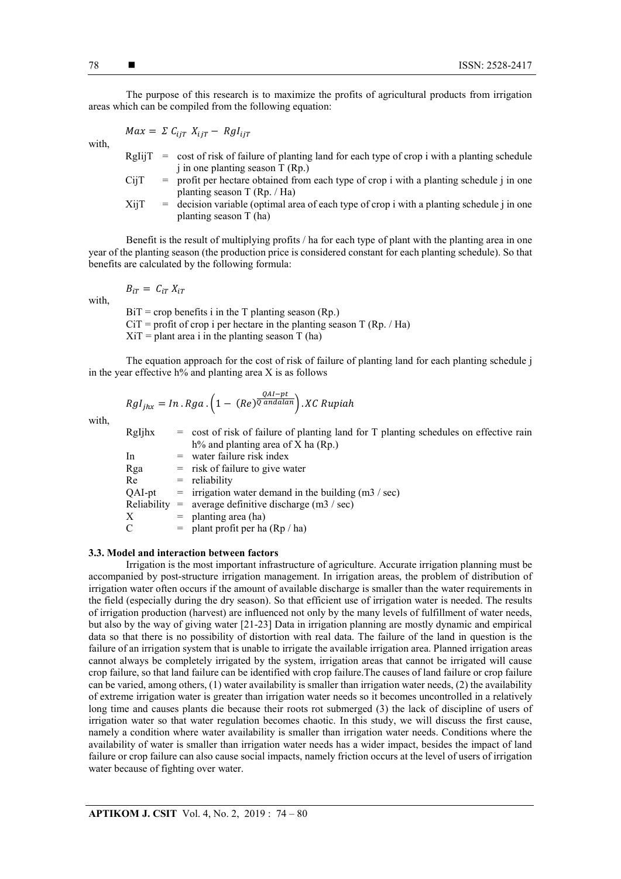The purpose of this research is to maximize the profits of agricultural products from irrigation areas which can be compiled from the following equation:

$$Max = \Sigma\, C_{ijT}\ X_{ijT} - RgI_{ijT}$$

with,

RgIijT = cost of risk of failure of planting land for each type of crop i with a planting schedule j in one planting season T (Rp.)
CijT = profit per hectare obtained from each type of crop i with a planting schedule j in one planting season T (Rp. / Ha)
XijT = decision variable (optimal area of each type of crop i with a planting schedule j in one planting season T (ha)

Benefit is the result of multiplying profits / ha for each type of plant with the planting area in one year of the planting season (the production price is considered constant for each planting schedule). So that benefits are calculated by the following formula:

$$B_{iT} = C_{iT}\ X_{iT}$$

with,

BiT = crop benefits i in the T planting season (Rp.)
CiT = profit of crop i per hectare in the planting season T (Rp. / Ha)
XiT = plant area i in the planting season T (ha)

The equation approach for the cost of risk of failure of planting land for each planting schedule j in the year effective h% and planting area X is as follows

$$RgI_{jhx} = In\,.\,Rga\,.\left(1 - (Re)^{\frac{QAI-pt}{Q\ andalan}}\right).XC\ Rupiah$$

with,

RgIjhx = cost of risk of failure of planting land for T planting schedules on effective rain h% and planting area of X ha (Rp.)
In = water failure risk index
Rga = risk of failure to give water
Re = reliability
QAI-pt = irrigation water demand in the building (m3 / sec)
Reliability = average definitive discharge (m3 / sec)
X = planting area (ha)
C = plant profit per ha (Rp / ha)

### 3.3. Model and interaction between factors

Irrigation is the most important infrastructure of agriculture. Accurate irrigation planning must be accompanied by post-structure irrigation management. In irrigation areas, the problem of distribution of irrigation water often occurs if the amount of available discharge is smaller than the water requirements in the field (especially during the dry season). So that efficient use of irrigation water is needed. The results of irrigation production (harvest) are influenced not only by the many levels of fulfillment of water needs, but also by the way of giving water [21-23] Data in irrigation planning are mostly dynamic and empirical data so that there is no possibility of distortion with real data. The failure of the land in question is the failure of an irrigation system that is unable to irrigate the available irrigation area. Planned irrigation areas cannot always be completely irrigated by the system, irrigation areas that cannot be irrigated will cause crop failure, so that land failure can be identified with crop failure.The causes of land failure or crop failure can be varied, among others, (1) water availability is smaller than irrigation water needs, (2) the availability of extreme irrigation water is greater than irrigation water needs so it becomes uncontrolled in a relatively long time and causes plants die because their roots rot submerged (3) the lack of discipline of users of irrigation water so that water regulation becomes chaotic. In this study, we will discuss the first cause, namely a condition where water availability is smaller than irrigation water needs. Conditions where the availability of water is smaller than irrigation water needs has a wider impact, besides the impact of land failure or crop failure can also cause social impacts, namely friction occurs at the level of users of irrigation water because of fighting over water.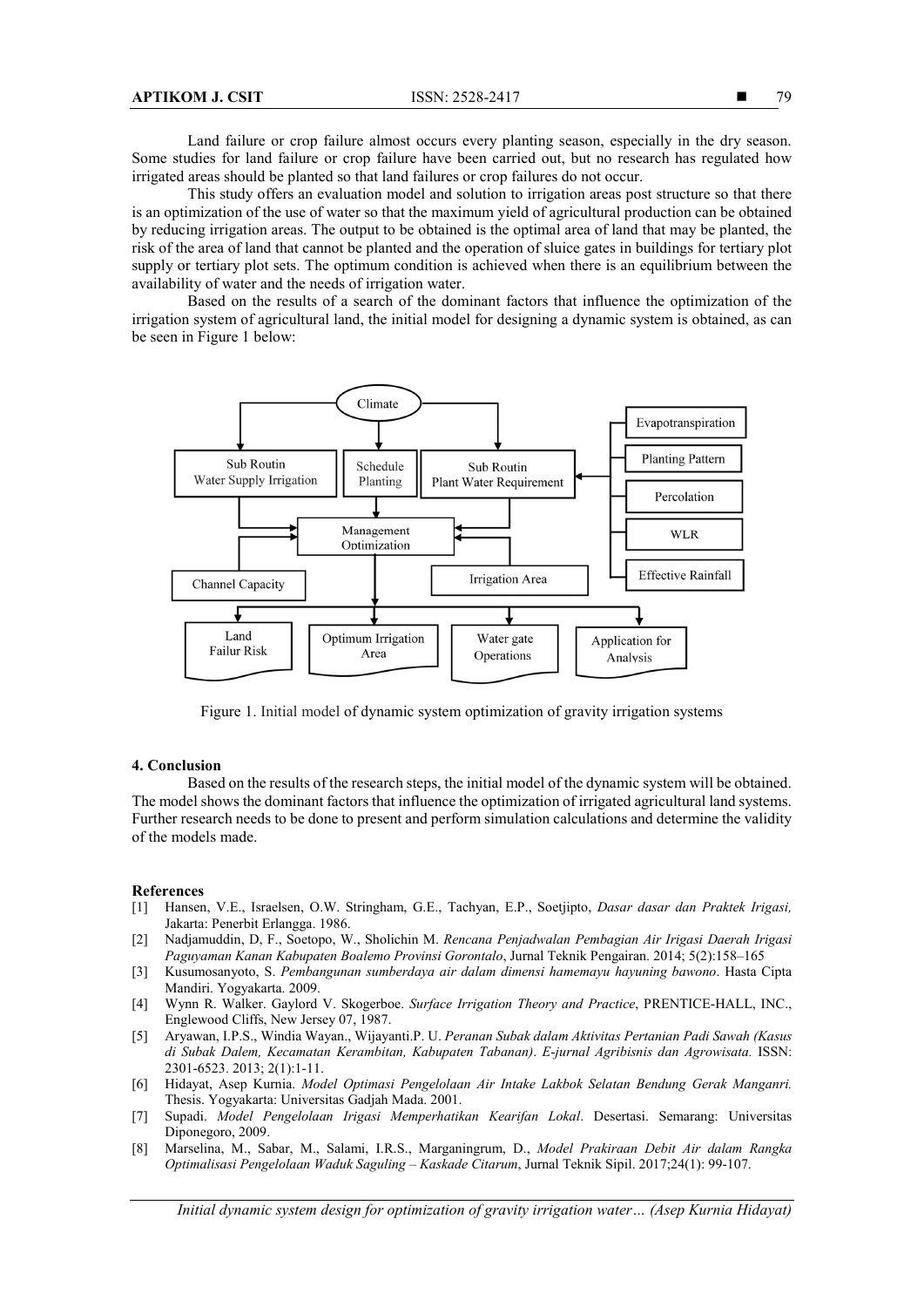Land failure or crop failure almost occurs every planting season, especially in the dry season. Some studies for land failure or crop failure have been carried out, but no research has regulated how irrigated areas should be planted so that land failures or crop failures do not occur.

This study offers an evaluation model and solution to irrigation areas post structure so that there is an optimization of the use of water so that the maximum yield of agricultural production can be obtained by reducing irrigation areas. The output to be obtained is the optimal area of land that may be planted, the risk of the area of land that cannot be planted and the operation of sluice gates in buildings for tertiary plot supply or tertiary plot sets. The optimum condition is achieved when there is an equilibrium between the availability of water and the needs of irrigation water.

Based on the results of a search of the dominant factors that influence the optimization of the irrigation system of agricultural land, the initial model for designing a dynamic system is obtained, as can be seen in Figure 1 below:

Figure 1. Initial model of dynamic system optimization of gravity irrigation systems

## 4. Conclusion

Based on the results of the research steps, the initial model of the dynamic system will be obtained. The model shows the dominant factors that influence the optimization of irrigated agricultural land systems. Further research needs to be done to present and perform simulation calculations and determine the validity of the models made.

## References

[1] Hansen, V.E., Israelsen, O.W. Stringham, G.E., Tachyan, E.P., Soetjipto, *Dasar dasar dan Praktek Irigasi,* Jakarta: Penerbit Erlangga. 1986.

[2] Nadjamuddin, D, F., Soetopo, W., Sholichin M. *Rencana Penjadwalan Pembagian Air Irigasi Daerah Irigasi Paguyaman Kanan Kabupaten Boalemo Provinsi Gorontalo*, Jurnal Teknik Pengairan. 2014; 5(2):158–165

[3] Kusumosanyoto, S. *Pembangunan sumberdaya air dalam dimensi hamemayu hayuning bawono*. Hasta Cipta Mandiri. Yogyakarta. 2009.

[4] Wynn R. Walker. Gaylord V. Skogerboe. *Surface Irrigation Theory and Practice*, PRENTICE-HALL, INC., Englewood Cliffs, New Jersey 07, 1987.

[5] Aryawan, I.P.S., Windia Wayan., Wijayanti.P. U. *Peranan Subak dalam Aktivitas Pertanian Padi Sawah (Kasus di Subak Dalem, Kecamatan Kerambitan, Kabupaten Tabanan)*. *E-jurnal Agribisnis dan Agrowisata.* ISSN: 2301-6523. 2013; 2(1):1-11.

[6] Hidayat, Asep Kurnia. *Model Optimasi Pengelolaan Air Intake Lakbok Selatan Bendung Gerak Manganri.* Thesis. Yogyakarta: Universitas Gadjah Mada. 2001.

[7] Supadi. *Model Pengelolaan Irigasi Memperhatikan Kearifan Lokal*. Desertasi. Semarang: Universitas Diponegoro, 2009.

[8] Marselina, M., Sabar, M., Salami, I.R.S., Marganingrum, D., *Model Prakiraan Debit Air dalam Rangka Optimalisasi Pengelolaan Waduk Saguling – Kaskade Citarum*, Jurnal Teknik Sipil. 2017;24(1): 99-107.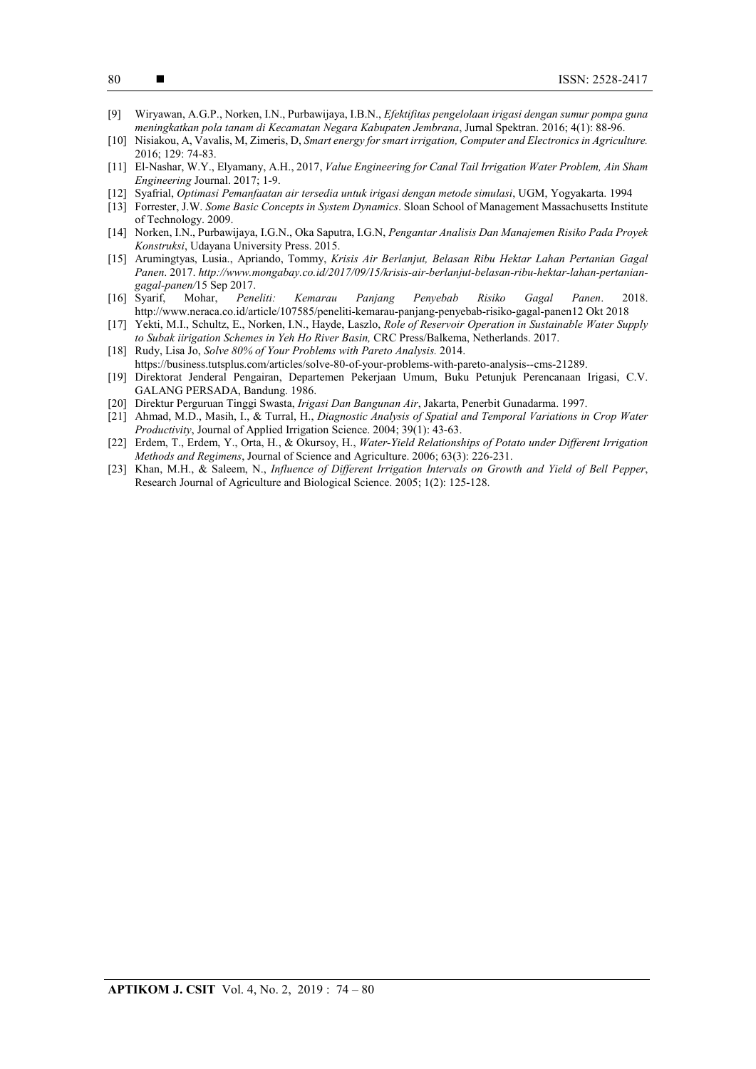[9] Wiryawan, A.G.P., Norken, I.N., Purbawijaya, I.B.N., *Efektifitas pengelolaan irigasi dengan sumur pompa guna meningkatkan pola tanam di Kecamatan Negara Kabupaten Jembrana*, Jurnal Spektran. 2016; 4(1): 88-96.

[10] Nisiakou, A, Vavalis, M, Zimeris, D, *Smart energy for smart irrigation, Computer and Electronics in Agriculture.* 2016; 129: 74-83.

[11] El-Nashar, W.Y., Elyamany, A.H., 2017, *Value Engineering for Canal Tail Irrigation Water Problem, Ain Sham Engineering* Journal. 2017; 1-9.

[12] Syafrial, *Optimasi Pemanfaatan air tersedia untuk irigasi dengan metode simulasi*, UGM, Yogyakarta. 1994

[13] Forrester, J.W. *Some Basic Concepts in System Dynamics*. Sloan School of Management Massachusetts Institute of Technology. 2009.

[14] Norken, I.N., Purbawijaya, I.G.N., Oka Saputra, I.G.N, *Pengantar Analisis Dan Manajemen Risiko Pada Proyek Konstruksi*, Udayana University Press. 2015.

[15] Arumingtyas, Lusia., Apriando, Tommy, *Krisis Air Berlanjut, Belasan Ribu Hektar Lahan Pertanian Gagal Panen*. 2017. *http://www.mongabay.co.id/2017/09/15/krisis-air-berlanjut-belasan-ribu-hektar-lahan-pertanian-gagal-panen/*15 Sep 2017.

[16] Syarif, Mohar, *Peneliti: Kemarau Panjang Penyebab Risiko Gagal Panen*. 2018. http://www.neraca.co.id/article/107585/peneliti-kemarau-panjang-penyebab-risiko-gagal-panen12 Okt 2018

[17] Yekti, M.I., Schultz, E., Norken, I.N., Hayde, Laszlo, *Role of Reservoir Operation in Sustainable Water Supply to Subak iirigation Schemes in Yeh Ho River Basin,* CRC Press/Balkema, Netherlands. 2017.

[18] Rudy, Lisa Jo, *Solve 80% of Your Problems with Pareto Analysis.* 2014. https://business.tutsplus.com/articles/solve-80-of-your-problems-with-pareto-analysis--cms-21289.

[19] Direktorat Jenderal Pengairan, Departemen Pekerjaan Umum, Buku Petunjuk Perencanaan Irigasi, C.V. GALANG PERSADA, Bandung. 1986.

[20] Direktur Perguruan Tinggi Swasta, *Irigasi Dan Bangunan Air*, Jakarta, Penerbit Gunadarma. 1997.

[21] Ahmad, M.D., Masih, I., & Turral, H., *Diagnostic Analysis of Spatial and Temporal Variations in Crop Water Productivity*, Journal of Applied Irrigation Science. 2004; 39(1): 43-63.

[22] Erdem, T., Erdem, Y., Orta, H., & Okursoy, H., *Water-Yield Relationships of Potato under Different Irrigation Methods and Regimens*, Journal of Science and Agriculture. 2006; 63(3): 226-231.

[23] Khan, M.H., & Saleem, N., *Influence of Different Irrigation Intervals on Growth and Yield of Bell Pepper*, Research Journal of Agriculture and Biological Science. 2005; 1(2): 125-128.